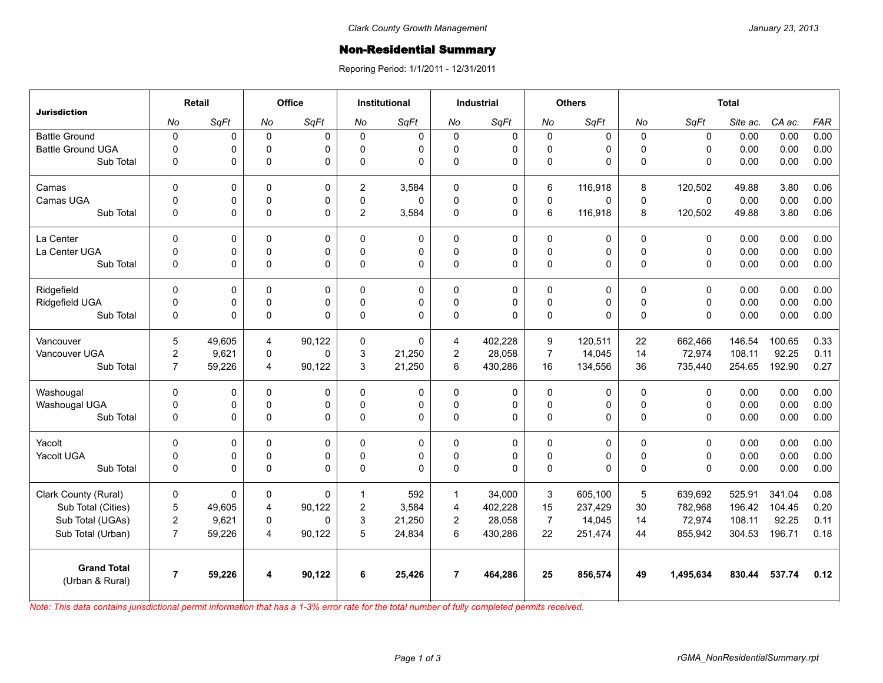Clark County Growth Management

January 23, 2013

# Non-Residential Summary

Reporing Period: 1/1/2011 - 12/31/2011

| Jurisdiction | Retail | | Office | | Institutional | | Industrial | | Others | | Total | | | | |
|---|---|---|---|---|---|---|---|---|---|---|---|---|---|---|---|
| | *No* | *SqFt* | *No* | *SqFt* | *No* | *SqFt* | *No* | *SqFt* | *No* | *SqFt* | *No* | *SqFt* | *Site ac.* | *CA ac.* | *FAR* |
| Battle Ground | 0 | 0 | 0 | 0 | 0 | 0 | 0 | 0 | 0 | 0 | 0 | 0 | 0.00 | 0.00 | 0.00 |
| Battle Ground UGA | 0 | 0 | 0 | 0 | 0 | 0 | 0 | 0 | 0 | 0 | 0 | 0 | 0.00 | 0.00 | 0.00 |
| Sub Total | 0 | 0 | 0 | 0 | 0 | 0 | 0 | 0 | 0 | 0 | 0 | 0 | 0.00 | 0.00 | 0.00 |
| Camas | 0 | 0 | 0 | 0 | 2 | 3,584 | 0 | 0 | 6 | 116,918 | 8 | 120,502 | 49.88 | 3.80 | 0.06 |
| Camas UGA | 0 | 0 | 0 | 0 | 0 | 0 | 0 | 0 | 0 | 0 | 0 | 0 | 0.00 | 0.00 | 0.00 |
| Sub Total | 0 | 0 | 0 | 0 | 2 | 3,584 | 0 | 0 | 6 | 116,918 | 8 | 120,502 | 49.88 | 3.80 | 0.06 |
| La Center | 0 | 0 | 0 | 0 | 0 | 0 | 0 | 0 | 0 | 0 | 0 | 0 | 0.00 | 0.00 | 0.00 |
| La Center UGA | 0 | 0 | 0 | 0 | 0 | 0 | 0 | 0 | 0 | 0 | 0 | 0 | 0.00 | 0.00 | 0.00 |
| Sub Total | 0 | 0 | 0 | 0 | 0 | 0 | 0 | 0 | 0 | 0 | 0 | 0 | 0.00 | 0.00 | 0.00 |
| Ridgefield | 0 | 0 | 0 | 0 | 0 | 0 | 0 | 0 | 0 | 0 | 0 | 0 | 0.00 | 0.00 | 0.00 |
| Ridgefield UGA | 0 | 0 | 0 | 0 | 0 | 0 | 0 | 0 | 0 | 0 | 0 | 0 | 0.00 | 0.00 | 0.00 |
| Sub Total | 0 | 0 | 0 | 0 | 0 | 0 | 0 | 0 | 0 | 0 | 0 | 0 | 0.00 | 0.00 | 0.00 |
| Vancouver | 5 | 49,605 | 4 | 90,122 | 0 | 0 | 4 | 402,228 | 9 | 120,511 | 22 | 662,466 | 146.54 | 100.65 | 0.33 |
| Vancouver UGA | 2 | 9,621 | 0 | 0 | 3 | 21,250 | 2 | 28,058 | 7 | 14,045 | 14 | 72,974 | 108.11 | 92.25 | 0.11 |
| Sub Total | 7 | 59,226 | 4 | 90,122 | 3 | 21,250 | 6 | 430,286 | 16 | 134,556 | 36 | 735,440 | 254.65 | 192.90 | 0.27 |
| Washougal | 0 | 0 | 0 | 0 | 0 | 0 | 0 | 0 | 0 | 0 | 0 | 0 | 0.00 | 0.00 | 0.00 |
| Washougal UGA | 0 | 0 | 0 | 0 | 0 | 0 | 0 | 0 | 0 | 0 | 0 | 0 | 0.00 | 0.00 | 0.00 |
| Sub Total | 0 | 0 | 0 | 0 | 0 | 0 | 0 | 0 | 0 | 0 | 0 | 0 | 0.00 | 0.00 | 0.00 |
| Yacolt | 0 | 0 | 0 | 0 | 0 | 0 | 0 | 0 | 0 | 0 | 0 | 0 | 0.00 | 0.00 | 0.00 |
| Yacolt UGA | 0 | 0 | 0 | 0 | 0 | 0 | 0 | 0 | 0 | 0 | 0 | 0 | 0.00 | 0.00 | 0.00 |
| Sub Total | 0 | 0 | 0 | 0 | 0 | 0 | 0 | 0 | 0 | 0 | 0 | 0 | 0.00 | 0.00 | 0.00 |
| Clark County (Rural) | 0 | 0 | 0 | 0 | 1 | 592 | 1 | 34,000 | 3 | 605,100 | 5 | 639,692 | 525.91 | 341.04 | 0.08 |
| Sub Total (Cities) | 5 | 49,605 | 4 | 90,122 | 2 | 3,584 | 4 | 402,228 | 15 | 237,429 | 30 | 782,968 | 196.42 | 104.45 | 0.20 |
| Sub Total (UGAs) | 2 | 9,621 | 0 | 0 | 3 | 21,250 | 2 | 28,058 | 7 | 14,045 | 14 | 72,974 | 108.11 | 92.25 | 0.11 |
| Sub Total (Urban) | 7 | 59,226 | 4 | 90,122 | 5 | 24,834 | 6 | 430,286 | 22 | 251,474 | 44 | 855,942 | 304.53 | 196.71 | 0.18 |
| **Grand Total** (Urban & Rural) | **7** | **59,226** | **4** | **90,122** | **6** | **25,426** | **7** | **464,286** | **25** | **856,574** | **49** | **1,495,634** | **830.44** | **537.74** | **0.12** |

*Note: This data contains jurisdictional permit information that has a 1-3% error rate for the total number of fully completed permits received.*

rGMA_NonResidentialSummary.rpt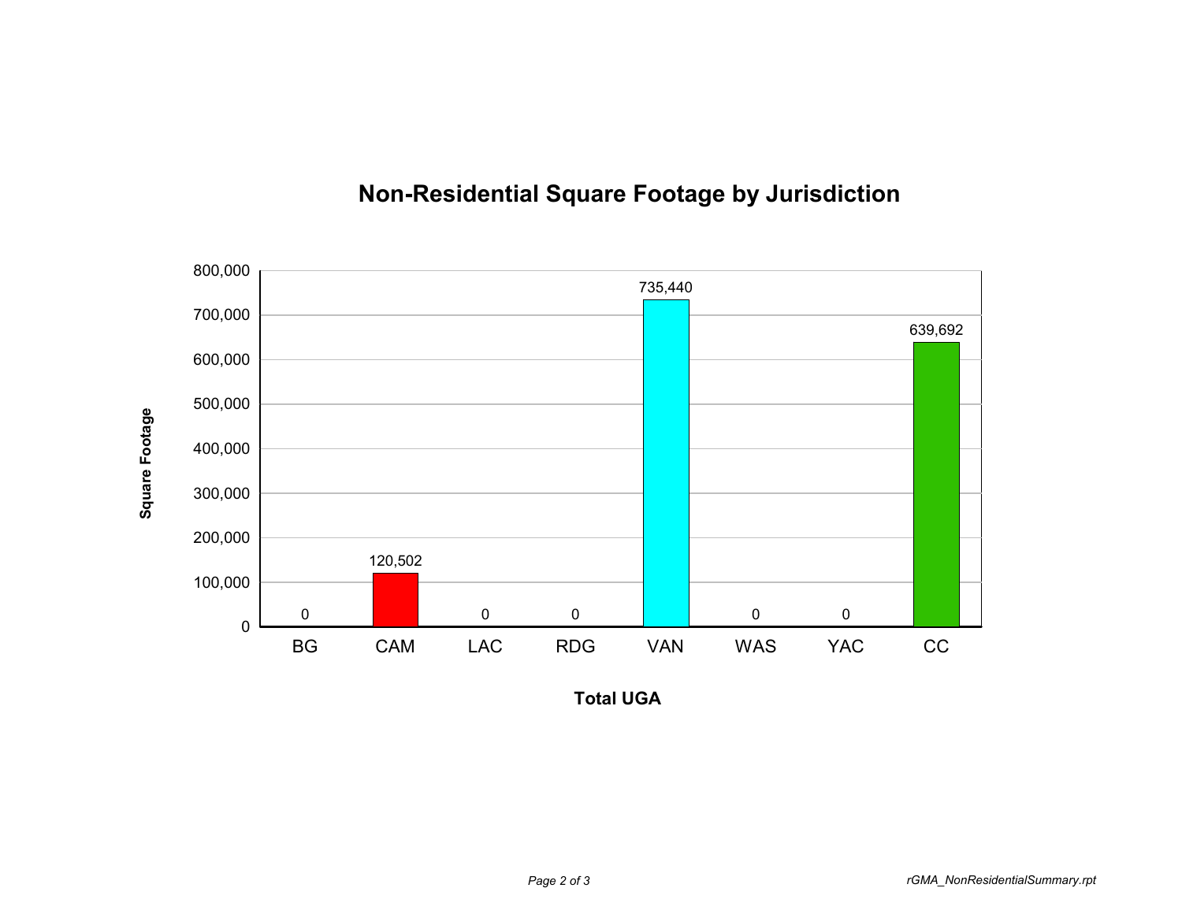## Non-Residential Square Footage by Jurisdiction

| Jurisdiction | Square Footage |
| --- | --- |
| BG | 0 |
| CAM | 120,502 |
| LAC | 0 |
| RDG | 0 |
| VAN | 735,440 |
| WAS | 0 |
| YAC | 0 |
| CC | 639,692 |

Square Footage

Total UGA

*rGMA_NonResidentialSummary.rpt*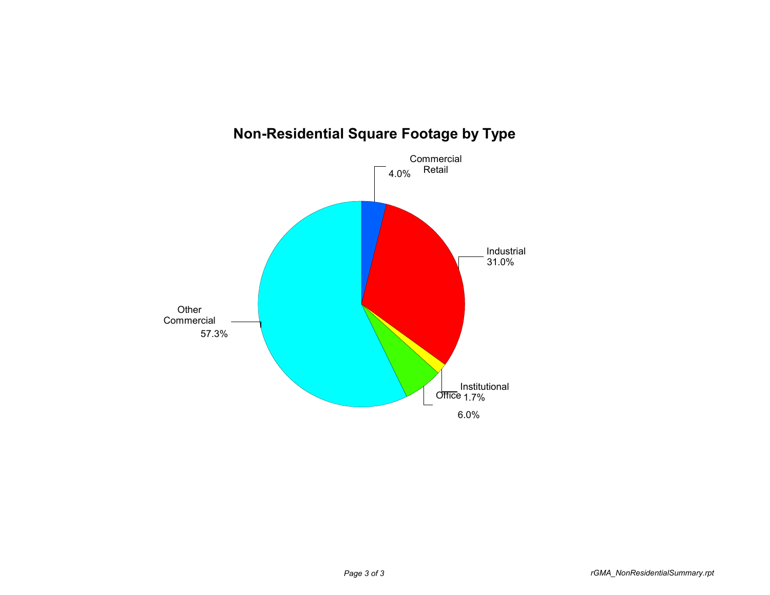## Non-Residential Square Footage by Type

| Type | Percentage |
|---|---|
| Commercial Retail | 4.0% |
| Industrial | 31.0% |
| Institutional | 1.7% |
| Office | 6.0% |
| Other Commercial | 57.3% |

*rGMA_NonResidentialSummary.rpt*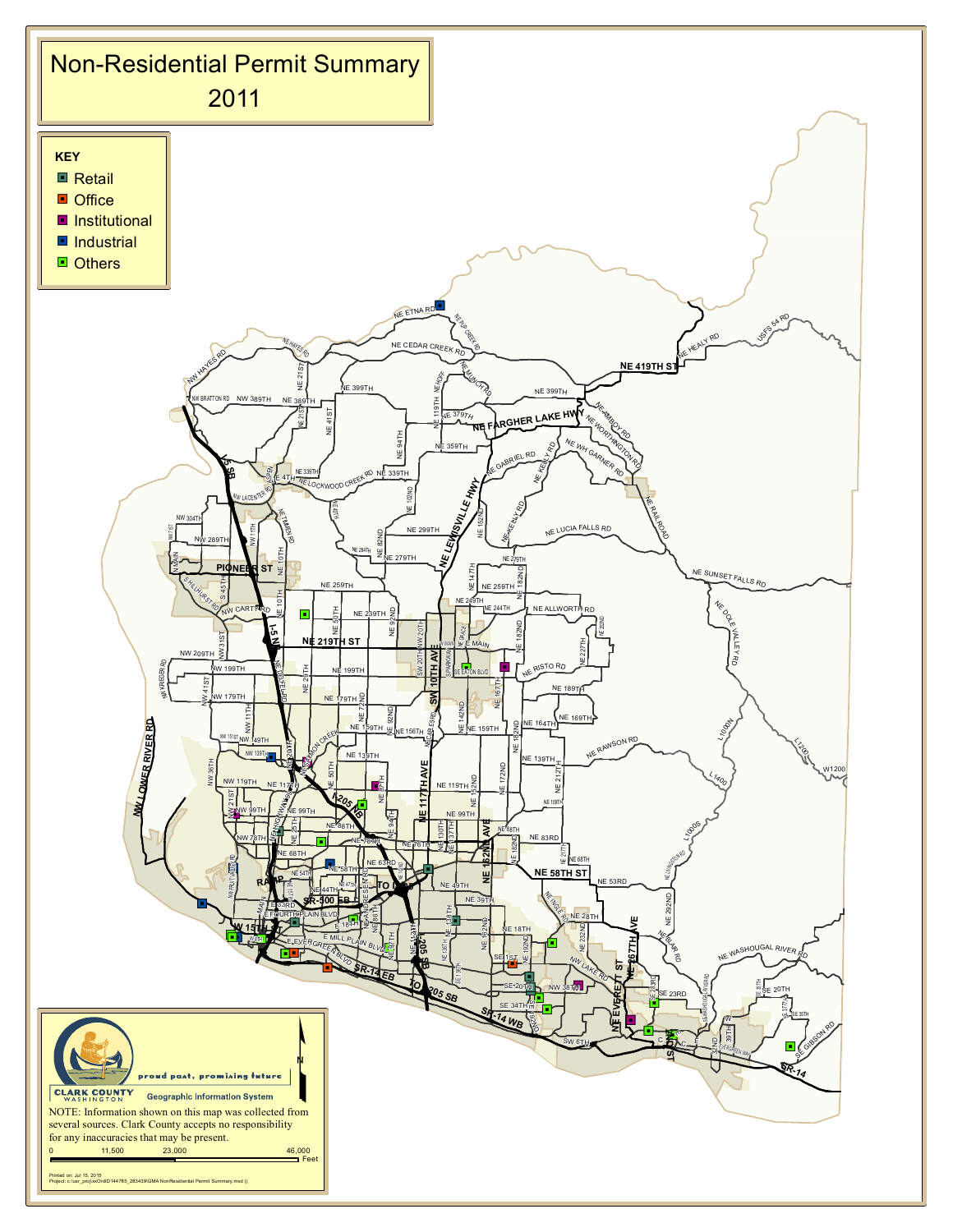# Non-Residential Permit Summary 2011

**KEY**

- Retail
- Office
- Institutional
- Industrial
- Others

proud past, promising future

CLARK COUNTY WASHINGTON

Geographic Information System

NOTE: Information shown on this map was collected from several sources. Clark County accepts no responsibility for any inaccuracies that may be present.

0 11,500 23,000 46,000 Feet

Printed on: Jul 15, 2015
Project: c:\usr_proj\oc\ordl\D144785_283439\GMA NonResidential Permit Summary.mxd ()